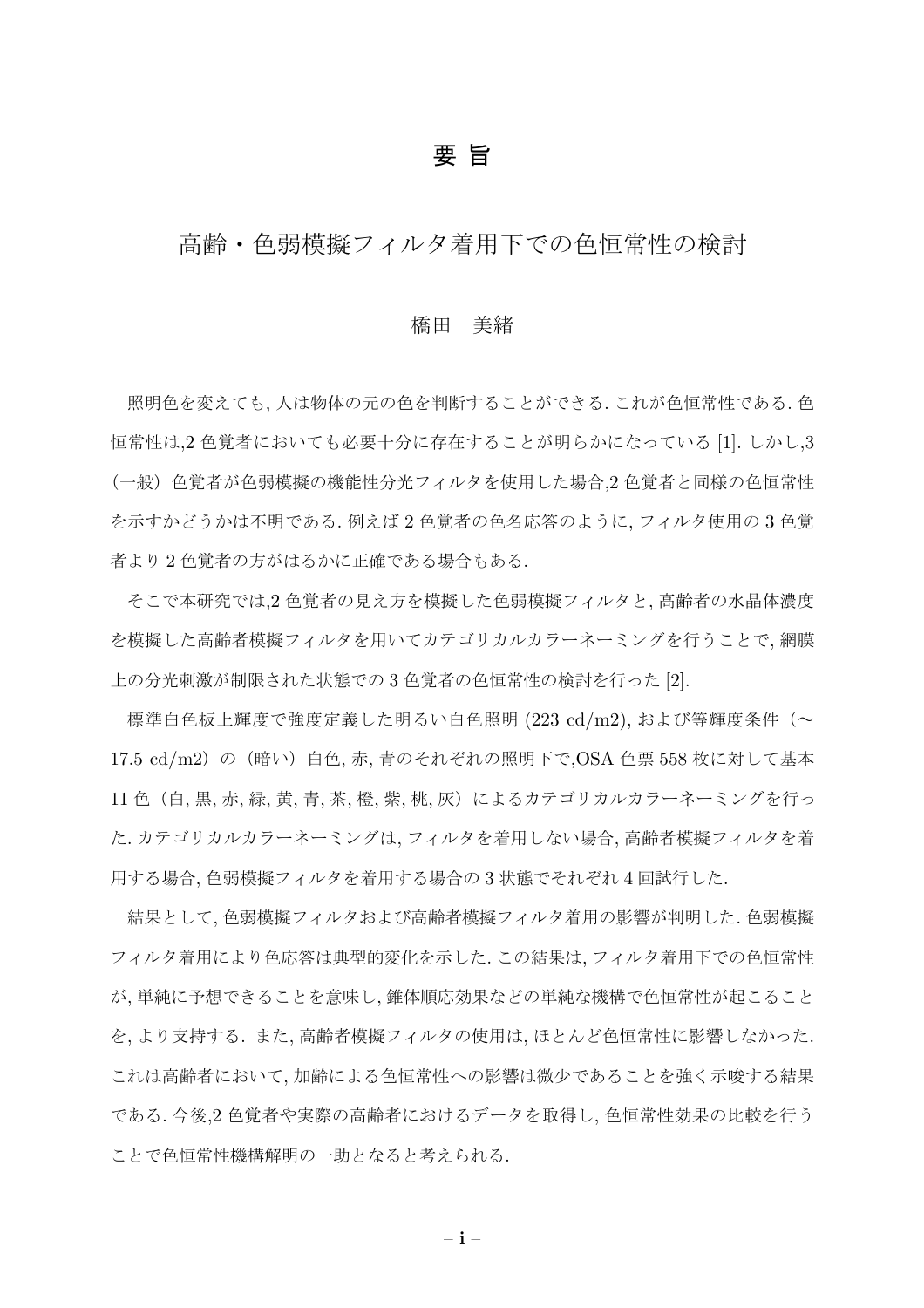# 要 旨

## 高齢・色弱模擬フィルタ着用下での色恒常性の検討

橋田　美緒

照明色を変えても, 人は物体の元の色を判断することができる. これが色恒常性である. 色恒常性は,2 色覚者においても必要十分に存在することが明らかになっている [1]. しかし,3（一般）色覚者が色弱模擬の機能性分光フィルタを使用した場合,2 色覚者と同様の色恒常性を示すかどうかは不明である. 例えば 2 色覚者の色名応答のように, フィルタ使用の 3 色覚者より 2 色覚者の方がはるかに正確である場合もある.

そこで本研究では,2 色覚者の見え方を模擬した色弱模擬フィルタと, 高齢者の水晶体濃度を模擬した高齢者模擬フィルタを用いてカテゴリカルカラーネーミングを行うことで, 網膜上の分光刺激が制限された状態での 3 色覚者の色恒常性の検討を行った [2].

標準白色板上輝度で強度定義した明るい白色照明 (223 cd/m2), および等輝度条件（∼17.5 cd/m2）の（暗い）白色, 赤, 青のそれぞれの照明下で,OSA 色票 558 枚に対して基本 11 色（白, 黒, 赤, 緑, 黄, 青, 茶, 橙, 紫, 桃, 灰）によるカテゴリカルカラーネーミングを行った. カテゴリカルカラーネーミングは, フィルタを着用しない場合, 高齢者模擬フィルタを着用する場合, 色弱模擬フィルタを着用する場合の 3 状態でそれぞれ 4 回試行した.

結果として, 色弱模擬フィルタおよび高齢者模擬フィルタ着用の影響が判明した. 色弱模擬フィルタ着用により色応答は典型的変化を示した. この結果は, フィルタ着用下での色恒常性が, 単純に予想できることを意味し, 錐体順応効果などの単純な機構で色恒常性が起こることを, より支持する. また, 高齢者模擬フィルタの使用は, ほとんど色恒常性に影響しなかった. これは高齢者において, 加齢による色恒常性への影響は微少であることを強く示唆する結果である. 今後,2 色覚者や実際の高齢者におけるデータを取得し, 色恒常性効果の比較を行うことで色恒常性機構解明の一助となると考えられる.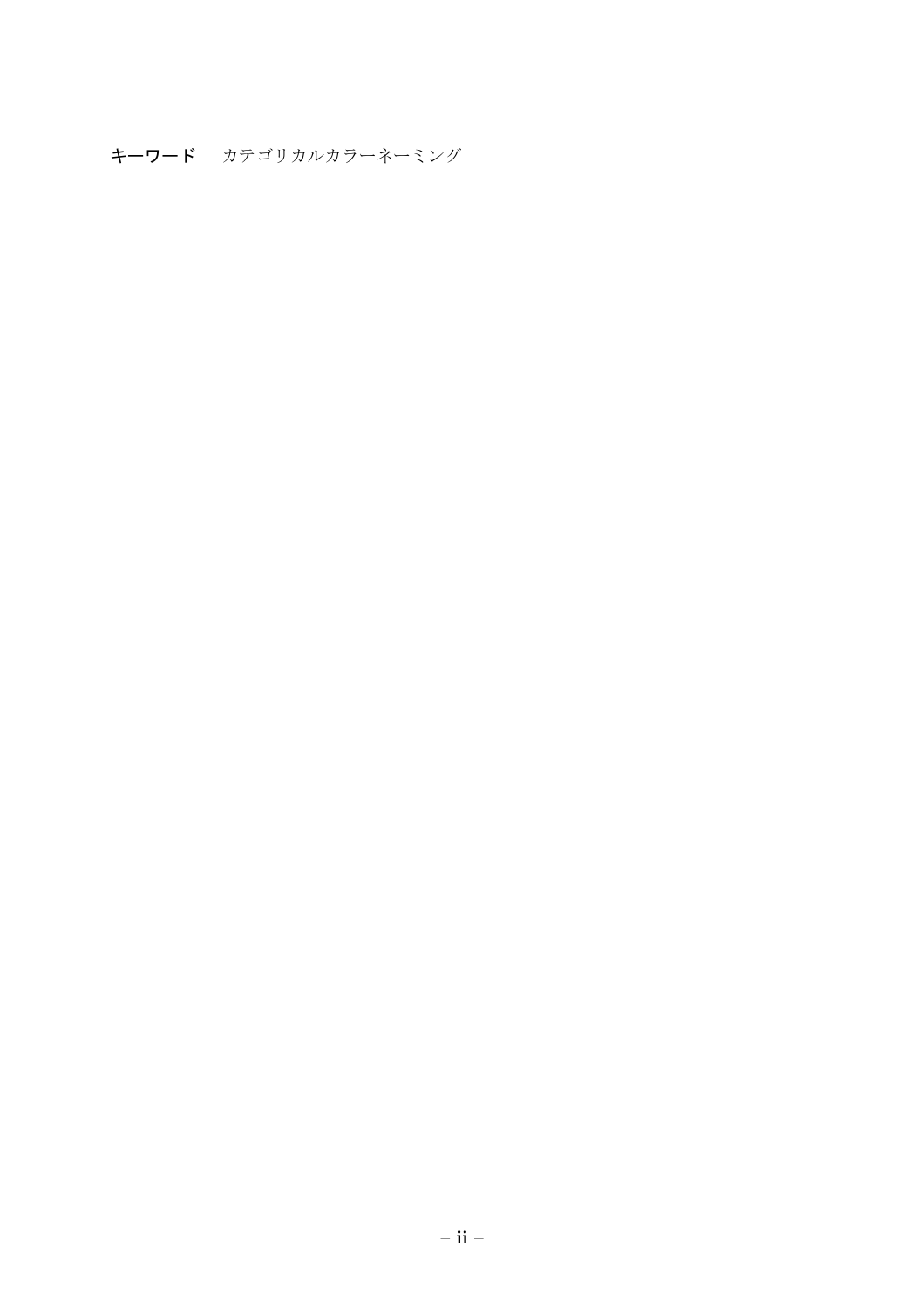**キーワード**　カテゴリカルカラーネーミング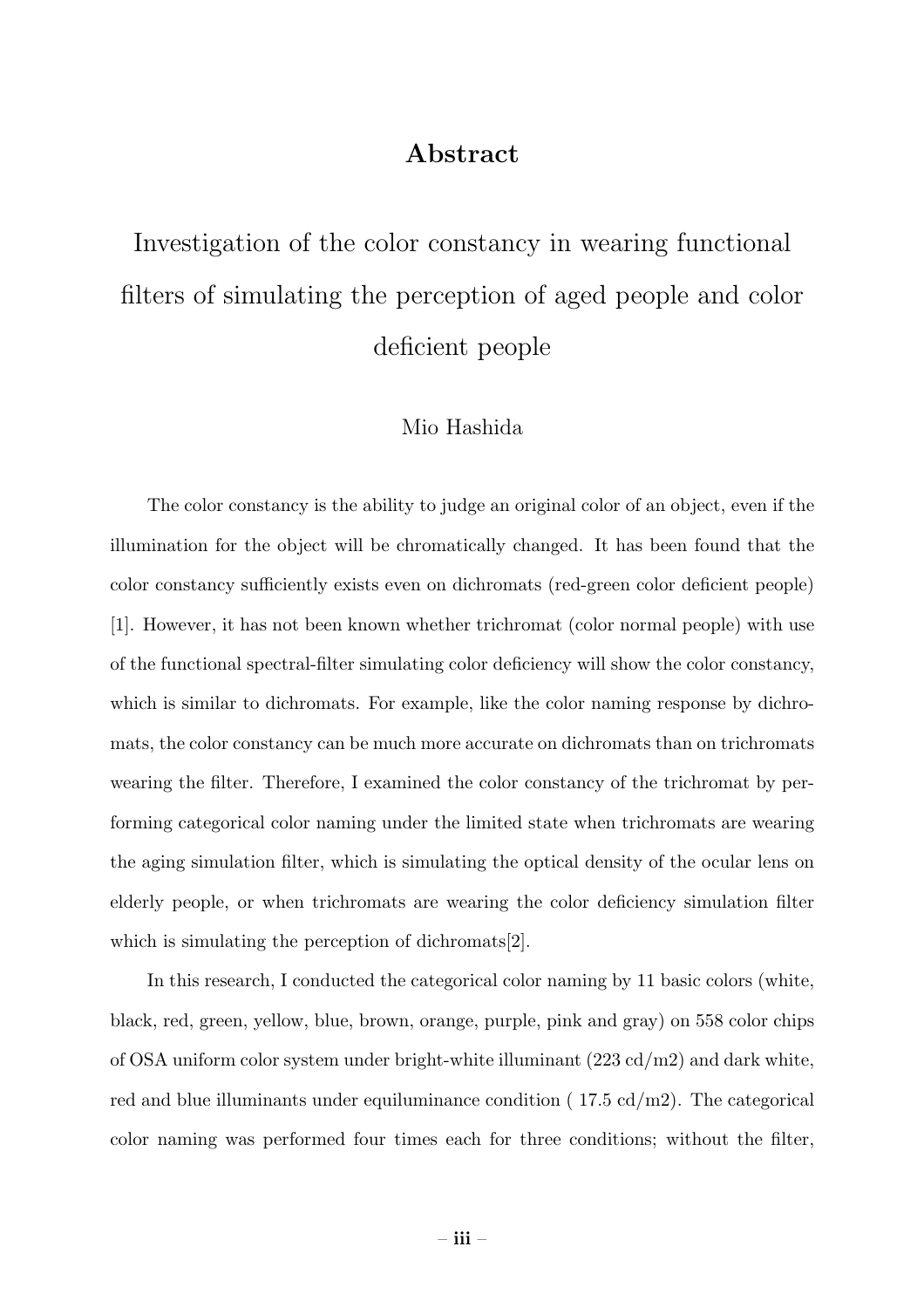# Abstract

## Investigation of the color constancy in wearing functional filters of simulating the perception of aged people and color deficient people

Mio Hashida

The color constancy is the ability to judge an original color of an object, even if the illumination for the object will be chromatically changed. It has been found that the color constancy sufficiently exists even on dichromats (red-green color deficient people) [1]. However, it has not been known whether trichromat (color normal people) with use of the functional spectral-filter simulating color deficiency will show the color constancy, which is similar to dichromats. For example, like the color naming response by dichromats, the color constancy can be much more accurate on dichromats than on trichromats wearing the filter. Therefore, I examined the color constancy of the trichromat by performing categorical color naming under the limited state when trichromats are wearing the aging simulation filter, which is simulating the optical density of the ocular lens on elderly people, or when trichromats are wearing the color deficiency simulation filter which is simulating the perception of dichromats[2].

In this research, I conducted the categorical color naming by 11 basic colors (white, black, red, green, yellow, blue, brown, orange, purple, pink and gray) on 558 color chips of OSA uniform color system under bright-white illuminant (223 cd/m2) and dark white, red and blue illuminants under equiluminance condition ( 17.5 cd/m2). The categorical color naming was performed four times each for three conditions; without the filter,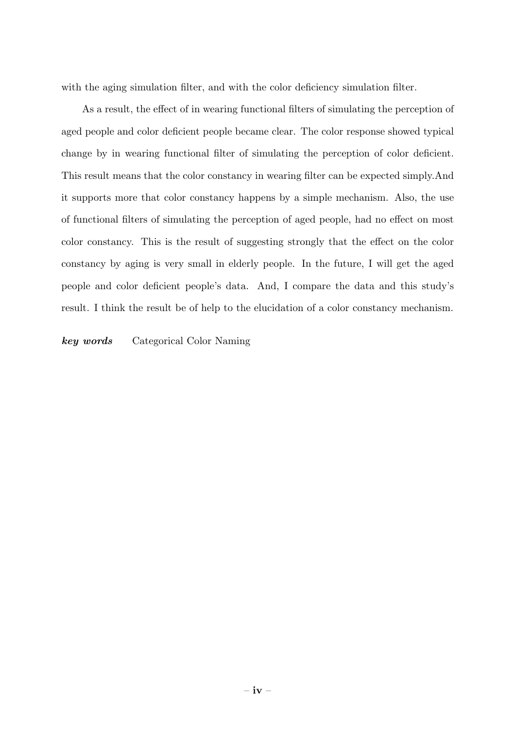with the aging simulation filter, and with the color deficiency simulation filter.

As a result, the effect of in wearing functional filters of simulating the perception of aged people and color deficient people became clear. The color response showed typical change by in wearing functional filter of simulating the perception of color deficient. This result means that the color constancy in wearing filter can be expected simply.And it supports more that color constancy happens by a simple mechanism. Also, the use of functional filters of simulating the perception of aged people, had no effect on most color constancy. This is the result of suggesting strongly that the effect on the color constancy by aging is very small in elderly people. In the future, I will get the aged people and color deficient people's data. And, I compare the data and this study's result. I think the result be of help to the elucidation of a color constancy mechanism.

***key words*** Categorical Color Naming